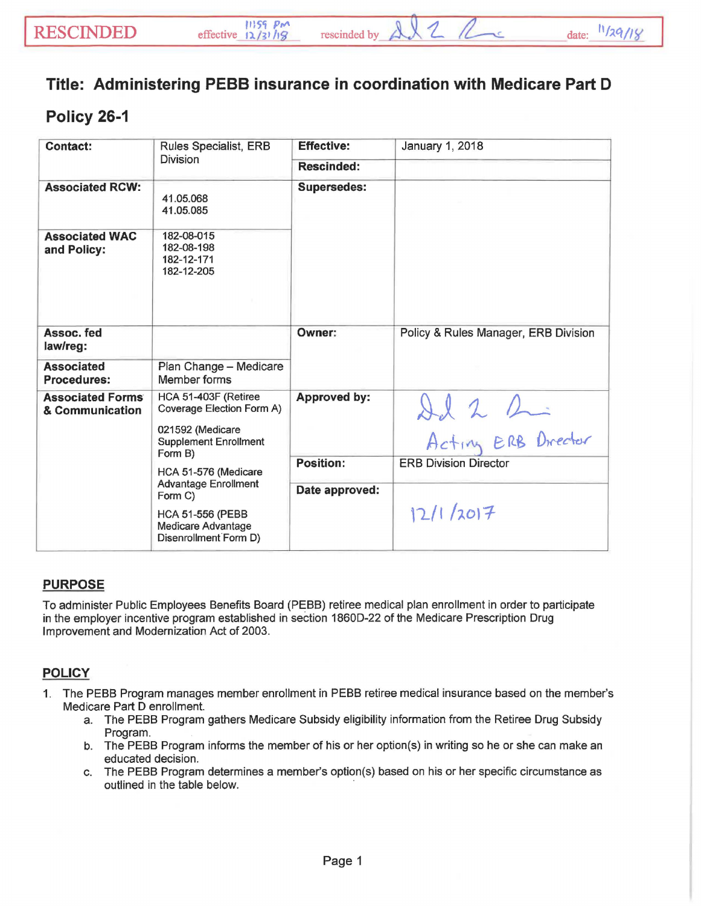RESCINDED effective 11:59 PM 12/31/18 rescinded by [signature] date: 11/29/18

# Title: Administering PEBB insurance in coordination with Medicare Part D

# Policy 26-1

| | | | |
|---|---|---|---|
| **Contact:** | Rules Specialist, ERB Division | **Effective:** | January 1, 2018 |
| | | **Rescinded:** | |
| **Associated RCW:** | 41.05.068<br>41.05.085 | **Supersedes:** | |
| **Associated WAC and Policy:** | 182-08-015<br>182-08-198<br>182-12-171<br>182-12-205 | | |
| **Assoc. fed law/reg:** | | **Owner:** | Policy & Rules Manager, ERB Division |
| **Associated Procedures:** | Plan Change – Medicare Member forms | | |
| **Associated Forms & Communication** | HCA 51-403F (Retiree Coverage Election Form A)<br>021592 (Medicare Supplement Enrollment Form B)<br>HCA 51-576 (Medicare Advantage Enrollment Form C)<br>HCA 51-556 (PEBB Medicare Advantage Disenrollment Form D) | **Approved by:** | [signature] Acting ERB Director |
| | | **Position:** | ERB Division Director |
| | | **Date approved:** | 12/1/2017 |

## PURPOSE

To administer Public Employees Benefits Board (PEBB) retiree medical plan enrollment in order to participate in the employer incentive program established in section 1860D-22 of the Medicare Prescription Drug Improvement and Modernization Act of 2003.

## POLICY

1. The PEBB Program manages member enrollment in PEBB retiree medical insurance based on the member's Medicare Part D enrollment.
   a. The PEBB Program gathers Medicare Subsidy eligibility information from the Retiree Drug Subsidy Program.
   b. The PEBB Program informs the member of his or her option(s) in writing so he or she can make an educated decision.
   c. The PEBB Program determines a member's option(s) based on his or her specific circumstance as outlined in the table below.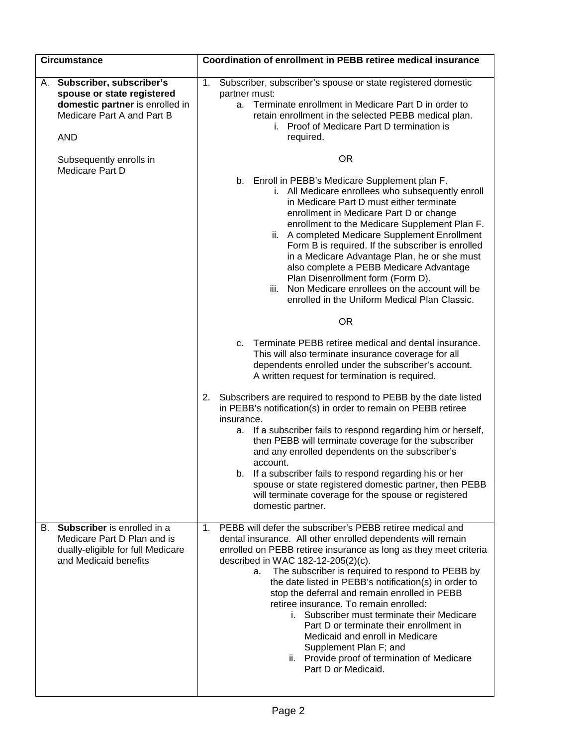| Circumstance | Coordination of enrollment in PEBB retiree medical insurance |
| --- | --- |
| A. **Subscriber, subscriber's spouse or state registered domestic partner** is enrolled in Medicare Part A and Part B<br><br>AND<br><br>Subsequently enrolls in Medicare Part D | 1. Subscriber, subscriber's spouse or state registered domestic partner must:<br>a. Terminate enrollment in Medicare Part D in order to retain enrollment in the selected PEBB medical plan.<br>i. Proof of Medicare Part D termination is required.<br><br>OR<br><br>b. Enroll in PEBB's Medicare Supplement plan F.<br>i. All Medicare enrollees who subsequently enroll in Medicare Part D must either terminate enrollment in Medicare Part D or change enrollment to the Medicare Supplement Plan F.<br>ii. A completed Medicare Supplement Enrollment Form B is required. If the subscriber is enrolled in a Medicare Advantage Plan, he or she must also complete a PEBB Medicare Advantage Plan Disenrollment form (Form D).<br>iii. Non Medicare enrollees on the account will be enrolled in the Uniform Medical Plan Classic.<br><br>OR<br><br>c. Terminate PEBB retiree medical and dental insurance. This will also terminate insurance coverage for all dependents enrolled under the subscriber's account. A written request for termination is required.<br><br>2. Subscribers are required to respond to PEBB by the date listed in PEBB's notification(s) in order to remain on PEBB retiree insurance.<br>a. If a subscriber fails to respond regarding him or herself, then PEBB will terminate coverage for the subscriber and any enrolled dependents on the subscriber's account.<br>b. If a subscriber fails to respond regarding his or her spouse or state registered domestic partner, then PEBB will terminate coverage for the spouse or registered domestic partner. |
| B. **Subscriber** is enrolled in a Medicare Part D Plan and is dually-eligible for full Medicare and Medicaid benefits | 1. PEBB will defer the subscriber's PEBB retiree medical and dental insurance. All other enrolled dependents will remain enrolled on PEBB retiree insurance as long as they meet criteria described in WAC 182-12-205(2)(c).<br>a. The subscriber is required to respond to PEBB by the date listed in PEBB's notification(s) in order to stop the deferral and remain enrolled in PEBB retiree insurance. To remain enrolled:<br>i. Subscriber must terminate their Medicare Part D or terminate their enrollment in Medicaid and enroll in Medicare Supplement Plan F; and<br>ii. Provide proof of termination of Medicare Part D or Medicaid. |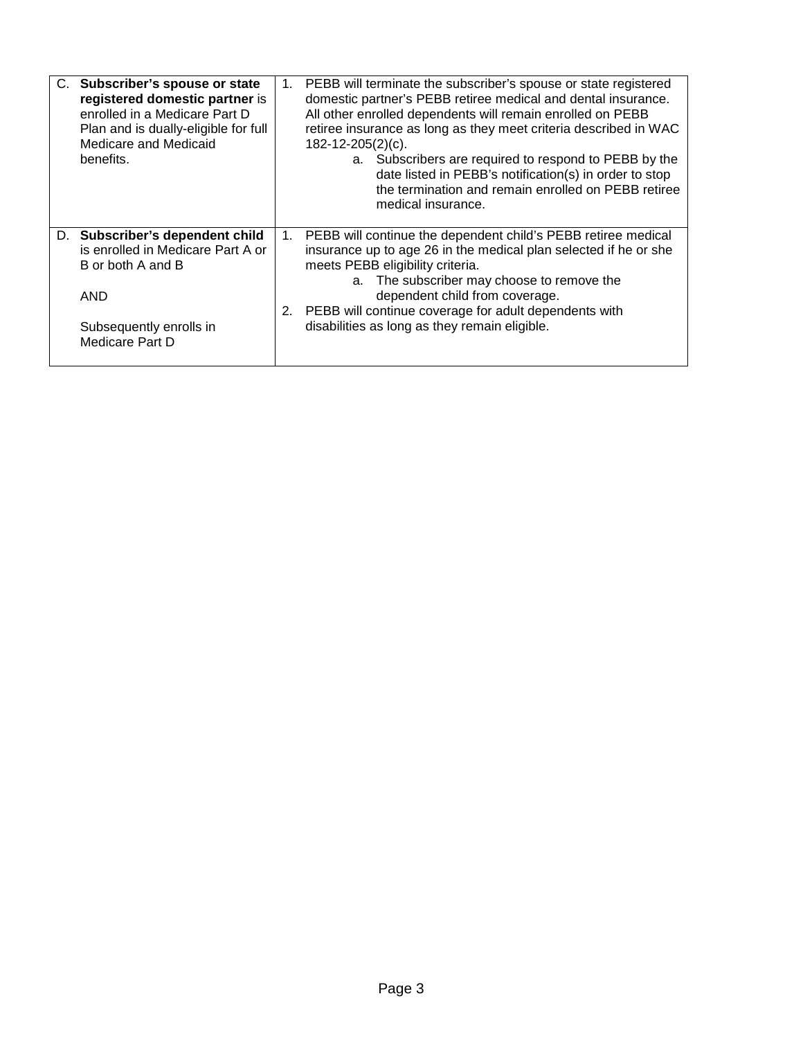| | |
|---|---|
| C. **Subscriber's spouse or state registered domestic partner** is enrolled in a Medicare Part D Plan and is dually-eligible for full Medicare and Medicaid benefits. | 1. PEBB will terminate the subscriber's spouse or state registered domestic partner's PEBB retiree medical and dental insurance. All other enrolled dependents will remain enrolled on PEBB retiree insurance as long as they meet criteria described in WAC 182-12-205(2)(c).<br>a. Subscribers are required to respond to PEBB by the date listed in PEBB's notification(s) in order to stop the termination and remain enrolled on PEBB retiree medical insurance. |
| D. **Subscriber's dependent child** is enrolled in Medicare Part A or B or both A and B<br><br>AND<br><br>Subsequently enrolls in Medicare Part D | 1. PEBB will continue the dependent child's PEBB retiree medical insurance up to age 26 in the medical plan selected if he or she meets PEBB eligibility criteria.<br>a. The subscriber may choose to remove the dependent child from coverage.<br>2. PEBB will continue coverage for adult dependents with disabilities as long as they remain eligible. |